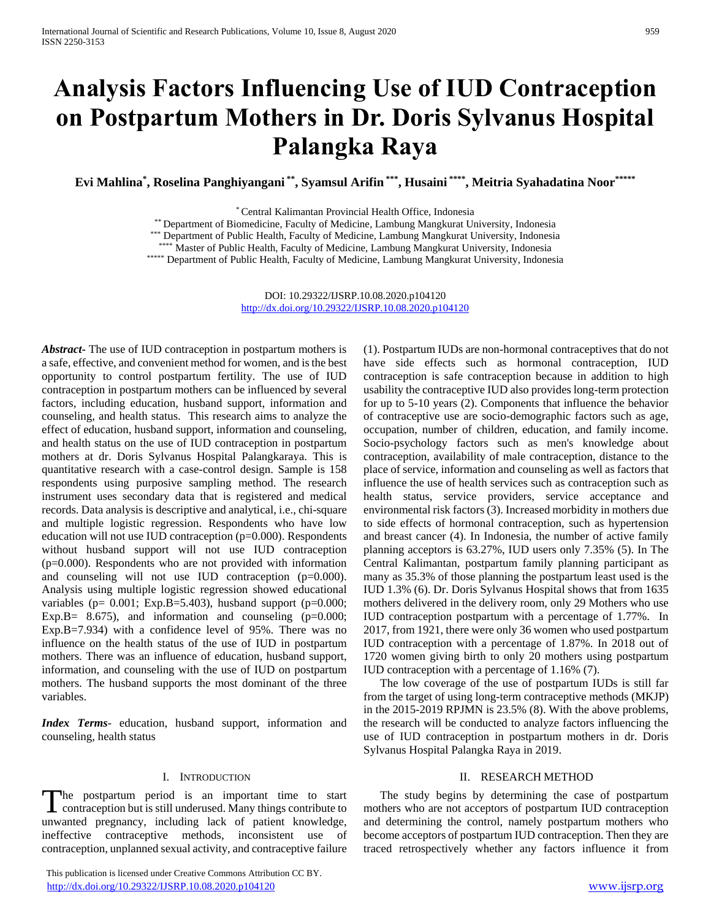# Analysis Factors Influencing Use of IUD Contraception on Postpartum Mothers in Dr. Doris Sylvanus Hospital Palangka Raya

**Evi Mahlina[*], Roselina Panghiyangani[**], Syamsul Arifin[***], Husaini[****], Meitria Syahadatina Noor[*****]**

[*] Central Kalimantan Provincial Health Office, Indonesia
[**] Department of Biomedicine, Faculty of Medicine, Lambung Mangkurat University, Indonesia
[***] Department of Public Health, Faculty of Medicine, Lambung Mangkurat University, Indonesia
[****] Master of Public Health, Faculty of Medicine, Lambung Mangkurat University, Indonesia
[*****] Department of Public Health, Faculty of Medicine, Lambung Mangkurat University, Indonesia

DOI: 10.29322/IJSRP.10.08.2020.p104120
http://dx.doi.org/10.29322/IJSRP.10.08.2020.p104120

***Abstract*-** The use of IUD contraception in postpartum mothers is a safe, effective, and convenient method for women, and is the best opportunity to control postpartum fertility. The use of IUD contraception in postpartum mothers can be influenced by several factors, including education, husband support, information and counseling, and health status. This research aims to analyze the effect of education, husband support, information and counseling, and health status on the use of IUD contraception in postpartum mothers at dr. Doris Sylvanus Hospital Palangkaraya. This is quantitative research with a case-control design. Sample is 158 respondents using purposive sampling method. The research instrument uses secondary data that is registered and medical records. Data analysis is descriptive and analytical, i.e., chi-square and multiple logistic regression. Respondents who have low education will not use IUD contraception (p=0.000). Respondents without husband support will not use IUD contraception (p=0.000). Respondents who are not provided with information and counseling will not use IUD contraception (p=0.000). Analysis using multiple logistic regression showed educational variables (p= 0.001; Exp.B=5.403), husband support (p=0.000; Exp.B= 8.675), and information and counseling (p=0.000; Exp.B=7.934) with a confidence level of 95%. There was no influence on the health status of the use of IUD in postpartum mothers. There was an influence of education, husband support, information, and counseling with the use of IUD on postpartum mothers. The husband supports the most dominant of the three variables.

***Index Terms*-** education, husband support, information and counseling, health status

## I. Introduction

The postpartum period is an important time to start contraception but is still underused. Many things contribute to unwanted pregnancy, including lack of patient knowledge, ineffective contraceptive methods, inconsistent use of contraception, unplanned sexual activity, and contraceptive failure (1). Postpartum IUDs are non-hormonal contraceptives that do not have side effects such as hormonal contraception, IUD contraception is safe contraception because in addition to high usability the contraceptive IUD also provides long-term protection for up to 5-10 years (2). Components that influence the behavior of contraceptive use are socio-demographic factors such as age, occupation, number of children, education, and family income. Socio-psychology factors such as men's knowledge about contraception, availability of male contraception, distance to the place of service, information and counseling as well as factors that influence the use of health services such as contraception such as health status, service providers, service acceptance and environmental risk factors (3). Increased morbidity in mothers due to side effects of hormonal contraception, such as hypertension and breast cancer (4). In Indonesia, the number of active family planning acceptors is 63.27%, IUD users only 7.35% (5). In The Central Kalimantan, postpartum family planning participant as many as 35.3% of those planning the postpartum least used is the IUD 1.3% (6). Dr. Doris Sylvanus Hospital shows that from 1635 mothers delivered in the delivery room, only 29 Mothers who use IUD contraception postpartum with a percentage of 1.77%. In 2017, from 1921, there were only 36 women who used postpartum IUD contraception with a percentage of 1.87%. In 2018 out of 1720 women giving birth to only 20 mothers using postpartum IUD contraception with a percentage of 1.16% (7).

The low coverage of the use of postpartum IUDs is still far from the target of using long-term contraceptive methods (MKJP) in the 2015-2019 RPJMN is 23.5% (8). With the above problems, the research will be conducted to analyze factors influencing the use of IUD contraception in postpartum mothers in dr. Doris Sylvanus Hospital Palangka Raya in 2019.

## II. Research Method

The study begins by determining the case of postpartum mothers who are not acceptors of postpartum IUD contraception and determining the control, namely postpartum mothers who become acceptors of postpartum IUD contraception. Then they are traced retrospectively whether any factors influence it from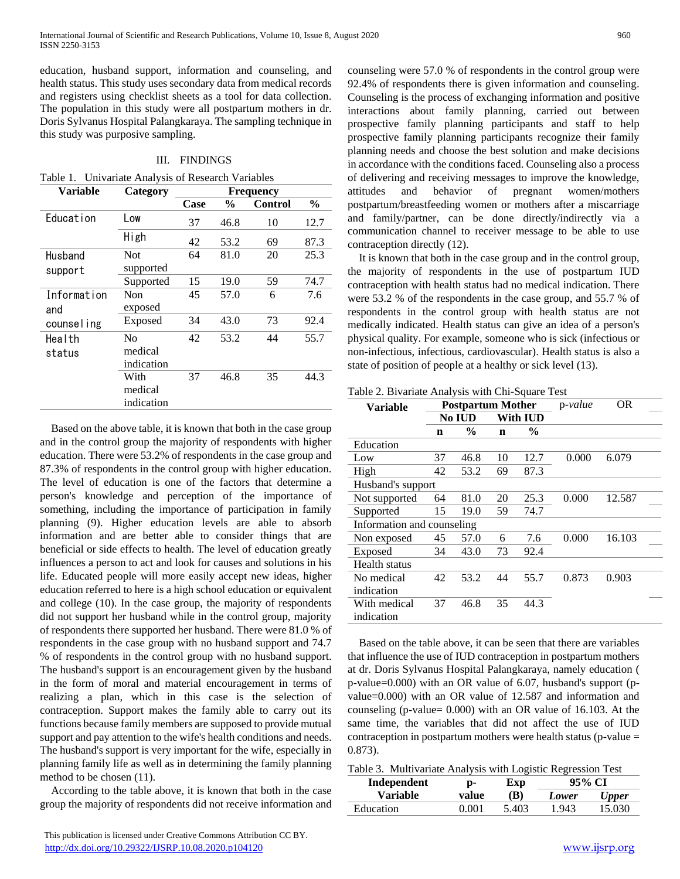education, husband support, information and counseling, and health status. This study uses secondary data from medical records and registers using checklist sheets as a tool for data collection. The population in this study were all postpartum mothers in dr. Doris Sylvanus Hospital Palangkaraya. The sampling technique in this study was purposive sampling.

## III. FINDINGS

Table 1. Univariate Analysis of Research Variables

| Variable | Category | Frequency | | | |
|---|---|---|---|---|---|
| | | Case | % | Control | % |
| Education | Low | 37 | 46.8 | 10 | 12.7 |
| | High | 42 | 53.2 | 69 | 87.3 |
| Husband support | Not supported | 64 | 81.0 | 20 | 25.3 |
| | Supported | 15 | 19.0 | 59 | 74.7 |
| Information and counseling | Non exposed | 45 | 57.0 | 6 | 7.6 |
| | Exposed | 34 | 43.0 | 73 | 92.4 |
| Health status | No medical indication | 42 | 53.2 | 44 | 55.7 |
| | With medical indication | 37 | 46.8 | 35 | 44.3 |

Based on the above table, it is known that both in the case group and in the control group the majority of respondents with higher education. There were 53.2% of respondents in the case group and 87.3% of respondents in the control group with higher education. The level of education is one of the factors that determine a person's knowledge and perception of the importance of something, including the importance of participation in family planning (9). Higher education levels are able to absorb information and are better able to consider things that are beneficial or side effects to health. The level of education greatly influences a person to act and look for causes and solutions in his life. Educated people will more easily accept new ideas, higher education referred to here is a high school education or equivalent and college (10). In the case group, the majority of respondents did not support her husband while in the control group, majority of respondents there supported her husband. There were 81.0 % of respondents in the case group with no husband support and 74.7 % of respondents in the control group with no husband support. The husband's support is an encouragement given by the husband in the form of moral and material encouragement in terms of realizing a plan, which in this case is the selection of contraception. Support makes the family able to carry out its functions because family members are supposed to provide mutual support and pay attention to the wife's health conditions and needs. The husband's support is very important for the wife, especially in planning family life as well as in determining the family planning method to be chosen (11).

According to the table above, it is known that both in the case group the majority of respondents did not receive information and counseling were 57.0 % of respondents in the control group were 92.4% of respondents there is given information and counseling. Counseling is the process of exchanging information and positive interactions about family planning, carried out between prospective family planning participants and staff to help prospective family planning participants recognize their family planning needs and choose the best solution and make decisions in accordance with the conditions faced. Counseling also a process of delivering and receiving messages to improve the knowledge, attitudes and behavior of pregnant women/mothers postpartum/breastfeeding women or mothers after a miscarriage and family/partner, can be done directly/indirectly via a communication channel to receiver message to be able to use contraception directly (12).

It is known that both in the case group and in the control group, the majority of respondents in the use of postpartum IUD contraception with health status had no medical indication. There were 53.2 % of the respondents in the case group, and 55.7 % of respondents in the control group with health status are not medically indicated. Health status can give an idea of a person's physical quality. For example, someone who is sick (infectious or non-infectious, infectious, cardiovascular). Health status is also a state of position of people at a healthy or sick level (13).

Table 2. Bivariate Analysis with Chi-Square Test

| Variable | Postpartum Mother | | | | *p-value* | OR |
|---|---|---|---|---|---|---|
| | No IUD | | With IUD | | | |
| | n | % | n | % | | |
| Education | | | | | | |
| Low | 37 | 46.8 | 10 | 12.7 | 0.000 | 6.079 |
| High | 42 | 53.2 | 69 | 87.3 | | |
| Husband's support | | | | | | |
| Not supported | 64 | 81.0 | 20 | 25.3 | 0.000 | 12.587 |
| Supported | 15 | 19.0 | 59 | 74.7 | | |
| Information and counseling | | | | | | |
| Non exposed | 45 | 57.0 | 6 | 7.6 | 0.000 | 16.103 |
| Exposed | 34 | 43.0 | 73 | 92.4 | | |
| Health status | | | | | | |
| No medical indication | 42 | 53.2 | 44 | 55.7 | 0.873 | 0.903 |
| With medical indication | 37 | 46.8 | 35 | 44.3 | | |

Based on the table above, it can be seen that there are variables that influence the use of IUD contraception in postpartum mothers at dr. Doris Sylvanus Hospital Palangkaraya, namely education ( p-value=0.000) with an OR value of 6.07, husband's support (p-value=0.000) with an OR value of 12.587 and information and counseling (p-value= 0.000) with an OR value of 16.103. At the same time, the variables that did not affect the use of IUD contraception in postpartum mothers were health status (p-value = 0.873).

Table 3. Multivariate Analysis with Logistic Regression Test

| Independent Variable | p-value | Exp (B) | 95% CI | |
|---|---|---|---|---|
| | | | *Lower* | *Upper* |
| Education | 0.001 | 5.403 | 1.943 | 15.030 |

This publication is licensed under Creative Commons Attribution CC BY.
http://dx.doi.org/10.29322/IJSRP.10.08.2020.p104120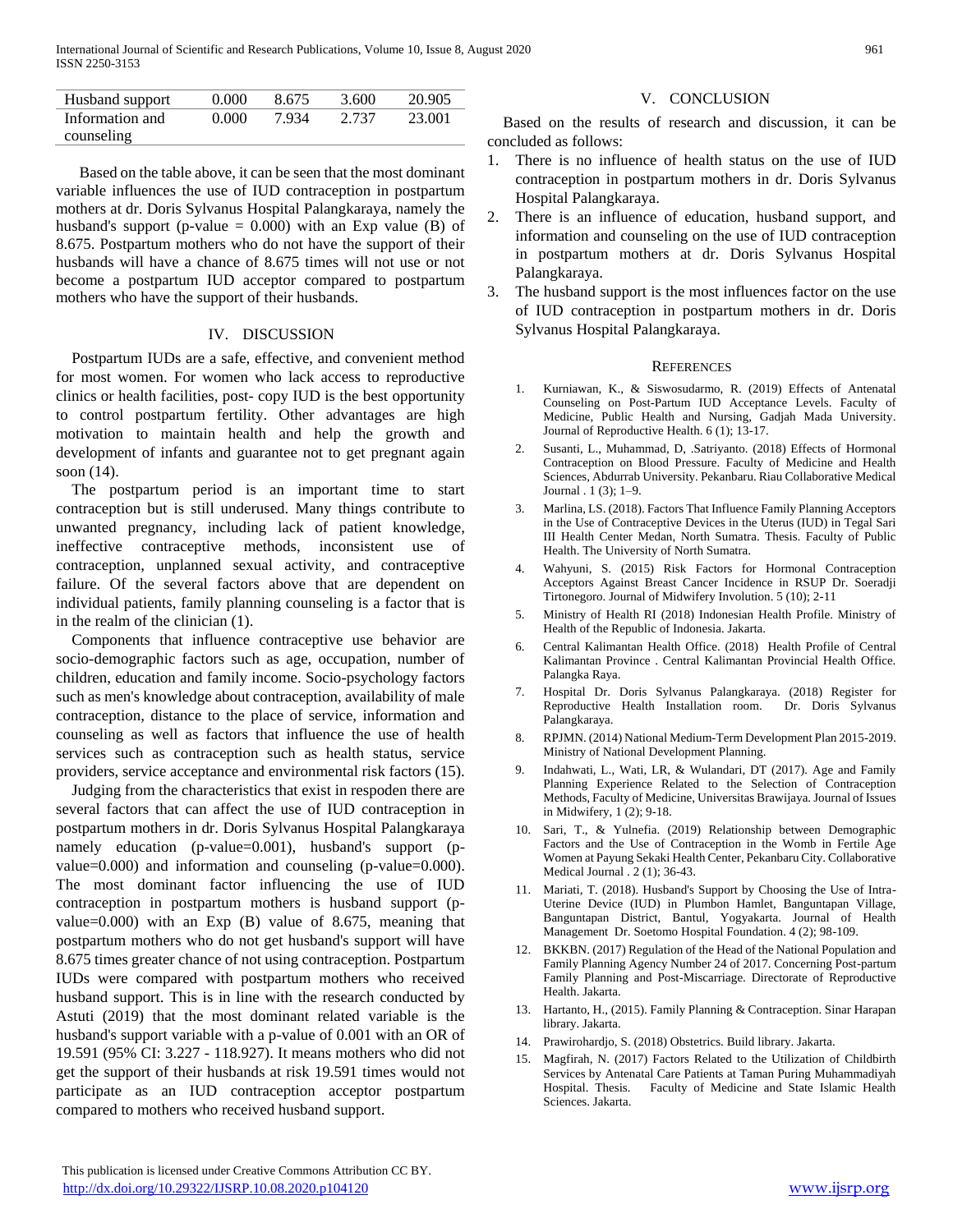| Husband support | 0.000 | 8.675 | 3.600 | 20.905 |
|---|---|---|---|---|
| Information and counseling | 0.000 | 7.934 | 2.737 | 23.001 |

Based on the table above, it can be seen that the most dominant variable influences the use of IUD contraception in postpartum mothers at dr. Doris Sylvanus Hospital Palangkaraya, namely the husband's support (p-value = 0.000) with an Exp value (B) of 8.675. Postpartum mothers who do not have the support of their husbands will have a chance of 8.675 times will not use or not become a postpartum IUD acceptor compared to postpartum mothers who have the support of their husbands.

## IV. DISCUSSION

Postpartum IUDs are a safe, effective, and convenient method for most women. For women who lack access to reproductive clinics or health facilities, post- copy IUD is the best opportunity to control postpartum fertility. Other advantages are high motivation to maintain health and help the growth and development of infants and guarantee not to get pregnant again soon (14).

The postpartum period is an important time to start contraception but is still underused. Many things contribute to unwanted pregnancy, including lack of patient knowledge, ineffective contraceptive methods, inconsistent use of contraception, unplanned sexual activity, and contraceptive failure. Of the several factors above that are dependent on individual patients, family planning counseling is a factor that is in the realm of the clinician (1).

Components that influence contraceptive use behavior are socio-demographic factors such as age, occupation, number of children, education and family income. Socio-psychology factors such as men's knowledge about contraception, availability of male contraception, distance to the place of service, information and counseling as well as factors that influence the use of health services such as contraception such as health status, service providers, service acceptance and environmental risk factors (15).

Judging from the characteristics that exist in respoden there are several factors that can affect the use of IUD contraception in postpartum mothers in dr. Doris Sylvanus Hospital Palangkaraya namely education (p-value=0.001), husband's support (p-value=0.000) and information and counseling (p-value=0.000). The most dominant factor influencing the use of IUD contraception in postpartum mothers is husband support (p-value=0.000) with an Exp (B) value of 8.675, meaning that postpartum mothers who do not get husband's support will have 8.675 times greater chance of not using contraception. Postpartum IUDs were compared with postpartum mothers who received husband support. This is in line with the research conducted by Astuti (2019) that the most dominant related variable is the husband's support variable with a p-value of 0.001 with an OR of 19.591 (95% CI: 3.227 - 118.927). It means mothers who did not get the support of their husbands at risk 19.591 times would not participate as an IUD contraception acceptor postpartum compared to mothers who received husband support.

## V. CONCLUSION

Based on the results of research and discussion, it can be concluded as follows:

1. There is no influence of health status on the use of IUD contraception in postpartum mothers in dr. Doris Sylvanus Hospital Palangkaraya.
2. There is an influence of education, husband support, and information and counseling on the use of IUD contraception in postpartum mothers at dr. Doris Sylvanus Hospital Palangkaraya.
3. The husband support is the most influences factor on the use of IUD contraception in postpartum mothers in dr. Doris Sylvanus Hospital Palangkaraya.

## REFERENCES

1. Kurniawan, K., & Siswosudarmo, R. (2019) Effects of Antenatal Counseling on Post-Partum IUD Acceptance Levels. Faculty of Medicine, Public Health and Nursing, Gadjah Mada University. Journal of Reproductive Health. 6 (1); 13-17.
2. Susanti, L., Muhammad, D, .Satriyanto. (2018) Effects of Hormonal Contraception on Blood Pressure. Faculty of Medicine and Health Sciences, Abdurrab University. Pekanbaru. Riau Collaborative Medical Journal . 1 (3); 1–9.
3. Marlina, LS. (2018). Factors That Influence Family Planning Acceptors in the Use of Contraceptive Devices in the Uterus (IUD) in Tegal Sari III Health Center Medan, North Sumatra. Thesis. Faculty of Public Health. The University of North Sumatra.
4. Wahyuni, S. (2015) Risk Factors for Hormonal Contraception Acceptors Against Breast Cancer Incidence in RSUP Dr. Soeradji Tirtonegoro. Journal of Midwifery Involution. 5 (10); 2-11
5. Ministry of Health RI (2018) Indonesian Health Profile. Ministry of Health of the Republic of Indonesia. Jakarta.
6. Central Kalimantan Health Office. (2018) Health Profile of Central Kalimantan Province . Central Kalimantan Provincial Health Office. Palangka Raya.
7. Hospital Dr. Doris Sylvanus Palangkaraya. (2018) Register for Reproductive Health Installation room. Dr. Doris Sylvanus Palangkaraya.
8. RPJMN. (2014) National Medium-Term Development Plan 2015-2019. Ministry of National Development Planning.
9. Indahwati, L., Wati, LR, & Wulandari, DT (2017). Age and Family Planning Experience Related to the Selection of Contraception Methods, Faculty of Medicine, Universitas Brawijaya. Journal of Issues in Midwifery, 1 (2); 9-18.
10. Sari, T., & Yulnefia. (2019) Relationship between Demographic Factors and the Use of Contraception in the Womb in Fertile Age Women at Payung Sekaki Health Center, Pekanbaru City. Collaborative Medical Journal . 2 (1); 36-43.
11. Mariati, T. (2018). Husband's Support by Choosing the Use of Intra-Uterine Device (IUD) in Plumbon Hamlet, Banguntapan Village, Banguntapan District, Bantul, Yogyakarta. Journal of Health Management Dr. Soetomo Hospital Foundation. 4 (2); 98-109.
12. BKKBN. (2017) Regulation of the Head of the National Population and Family Planning Agency Number 24 of 2017. Concerning Post-partum Family Planning and Post-Miscarriage. Directorate of Reproductive Health. Jakarta.
13. Hartanto, H., (2015). Family Planning & Contraception. Sinar Harapan library. Jakarta.
14. Prawirohardjo, S. (2018) Obstetrics. Build library. Jakarta.
15. Magfirah, N. (2017) Factors Related to the Utilization of Childbirth Services by Antenatal Care Patients at Taman Puring Muhammadiyah Hospital. Thesis. Faculty of Medicine and State Islamic Health Sciences. Jakarta.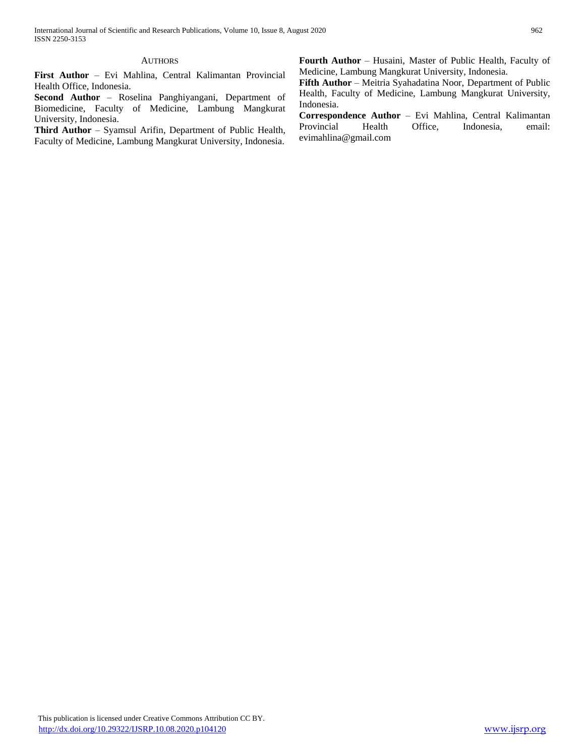## AUTHORS

**First Author** – Evi Mahlina, Central Kalimantan Provincial Health Office, Indonesia.

**Second Author** – Roselina Panghiyangani, Department of Biomedicine, Faculty of Medicine, Lambung Mangkurat University, Indonesia.

**Third Author** – Syamsul Arifin, Department of Public Health, Faculty of Medicine, Lambung Mangkurat University, Indonesia.

**Fourth Author** – Husaini, Master of Public Health, Faculty of Medicine, Lambung Mangkurat University, Indonesia.

**Fifth Author** – Meitria Syahadatina Noor, Department of Public Health, Faculty of Medicine, Lambung Mangkurat University, Indonesia.

**Correspondence Author** – Evi Mahlina, Central Kalimantan Provincial Health Office, Indonesia, email: evimahlina@gmail.com

This publication is licensed under Creative Commons Attribution CC BY.
http://dx.doi.org/10.29322/IJSRP.10.08.2020.p104120